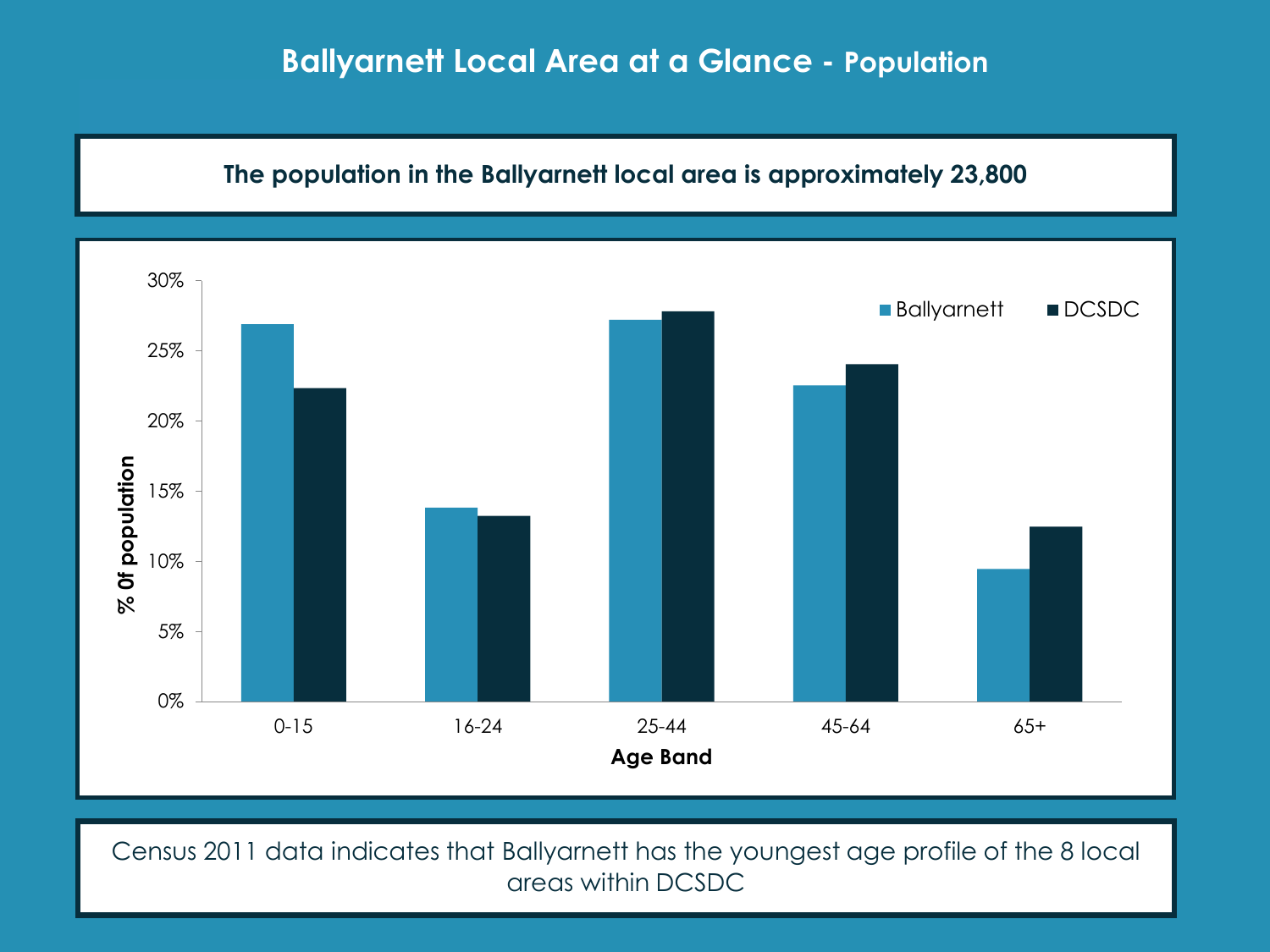# Ballyarnett Local Area at a Glance - Population

**The population in the Ballyarnett local area is approximately 23,800**

| Age Band | Ballyarnett | DCSDC |
|---|---|---|
| 0-15 | 26.9% | 22.3% |
| 16-24 | 13.8% | 13.2% |
| 25-44 | 27.2% | 27.8% |
| 45-64 | 22.5% | 24.0% |
| 65+ | 9.4% | 12.4% |

*(Values estimated from chart; y-axis: % 0f population, x-axis: Age Band)*

Census 2011 data indicates that Ballyarnett has the youngest age profile of the 8 local areas within DCSDC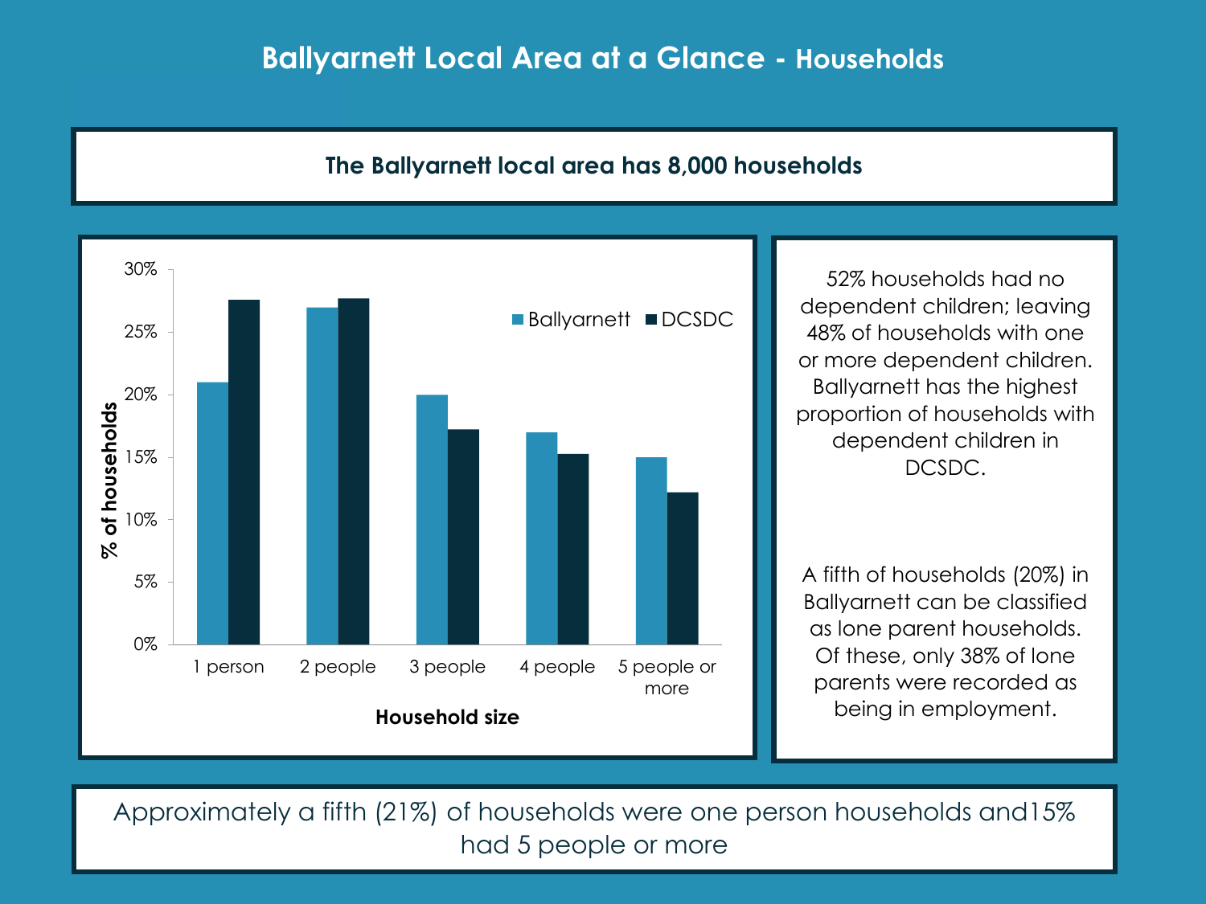# Ballyarnett Local Area at a Glance - Households

**The Ballyarnett local area has 8,000 households**

| Household size | Ballyarnett | DCSDC |
|---|---|---|
| 1 person | 21% | 27.6% |
| 2 people | 27% | 27.7% |
| 3 people | 20% | 17.2% |
| 4 people | 17% | 15.2% |
| 5 people or more | 15% | 12.2% |

52% households had no dependent children; leaving 48% of households with one or more dependent children. Ballyarnett has the highest proportion of households with dependent children in DCSDC.

A fifth of households (20%) in Ballyarnett can be classified as lone parent households. Of these, only 38% of lone parents were recorded as being in employment.

Approximately a fifth (21%) of households were one person households and15% had 5 people or more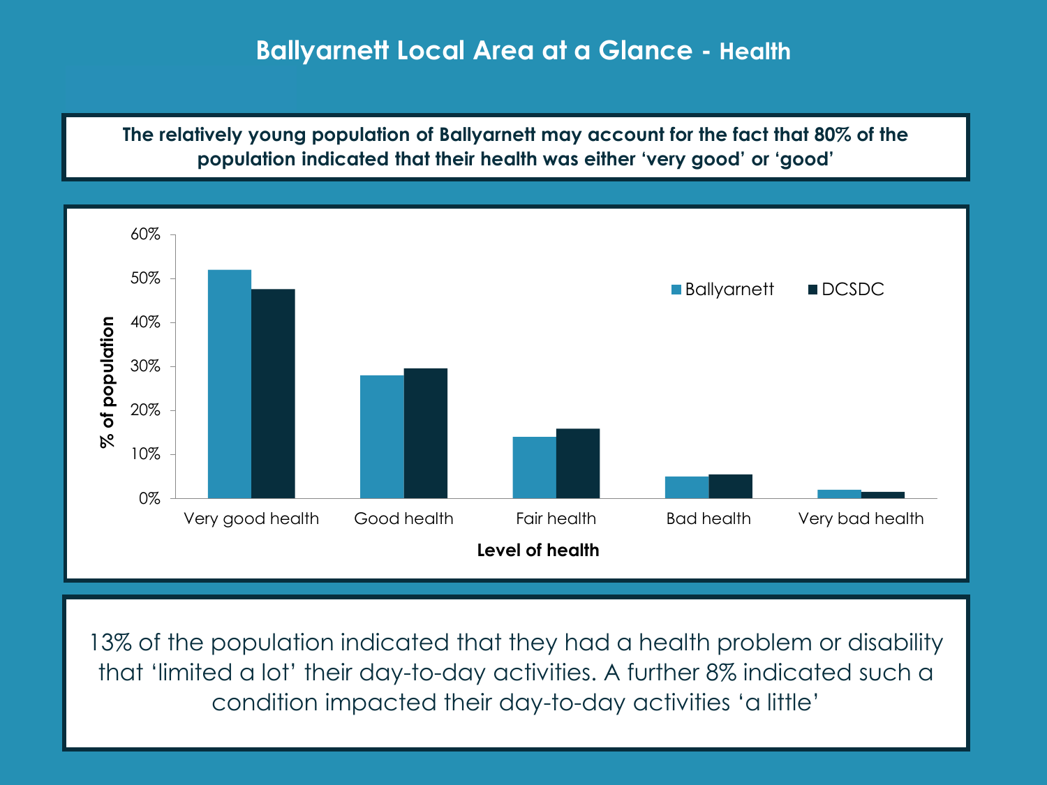# Ballyarnett Local Area at a Glance - Health

**The relatively young population of Ballyarnett may account for the fact that 80% of the population indicated that their health was either 'very good' or 'good'**

13% of the population indicated that they had a health problem or disability that 'limited a lot' their day-to-day activities. A further 8% indicated such a condition impacted their day-to-day activities 'a little'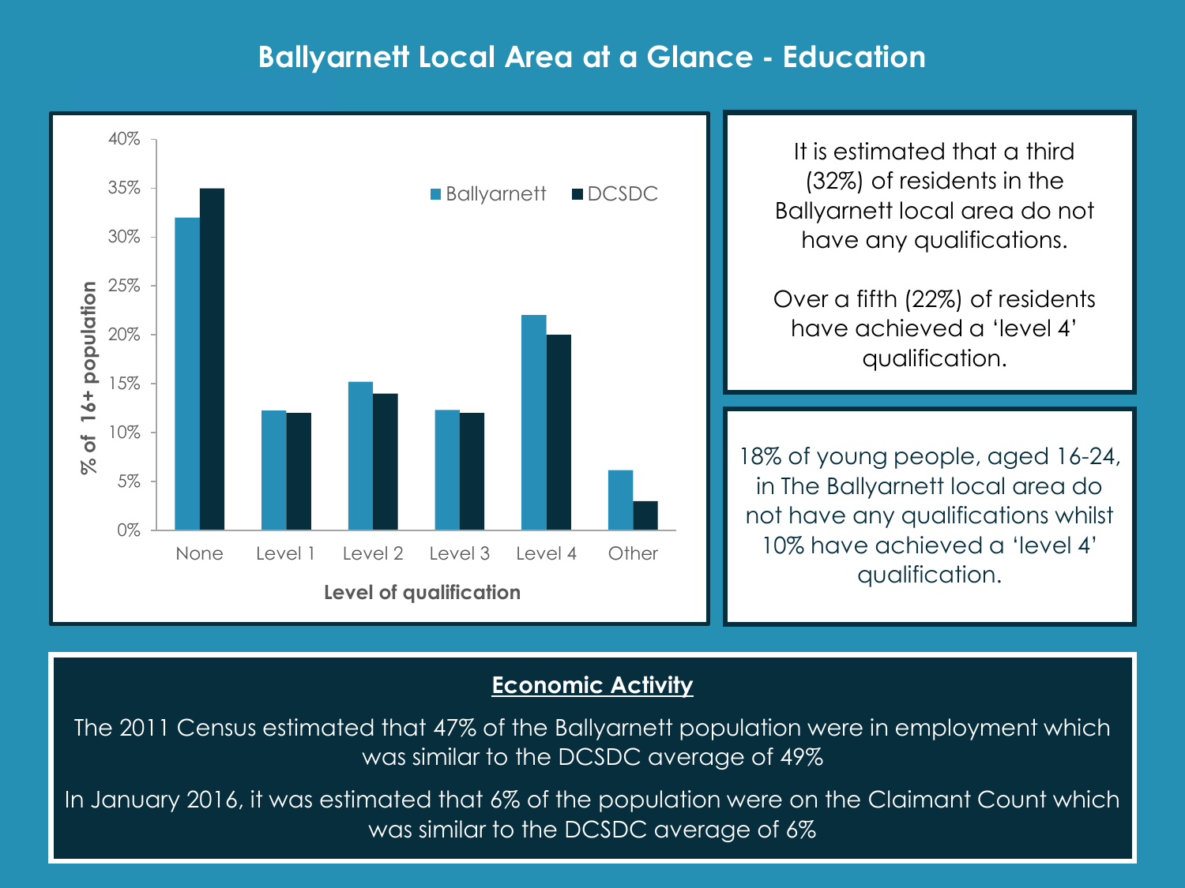# Ballyarnett Local Area at a Glance - Education

40%
35%
30%
25%
20%
15%
10%
5%
0%

% of 16+ population

Ballyarnett
DCSDC

None
Level 1
Level 2
Level 3
Level 4
Other

Level of qualification

It is estimated that a third (32%) of residents in the Ballyarnett local area do not have any qualifications.

Over a fifth (22%) of residents have achieved a 'level 4' qualification.

18% of young people, aged 16-24, in The Ballyarnett local area do not have any qualifications whilst 10% have achieved a 'level 4' qualification.

## Economic Activity

The 2011 Census estimated that 47% of the Ballyarnett population were in employment which was similar to the DCSDC average of 49%

In January 2016, it was estimated that 6% of the population were on the Claimant Count which was similar to the DCSDC average of 6%